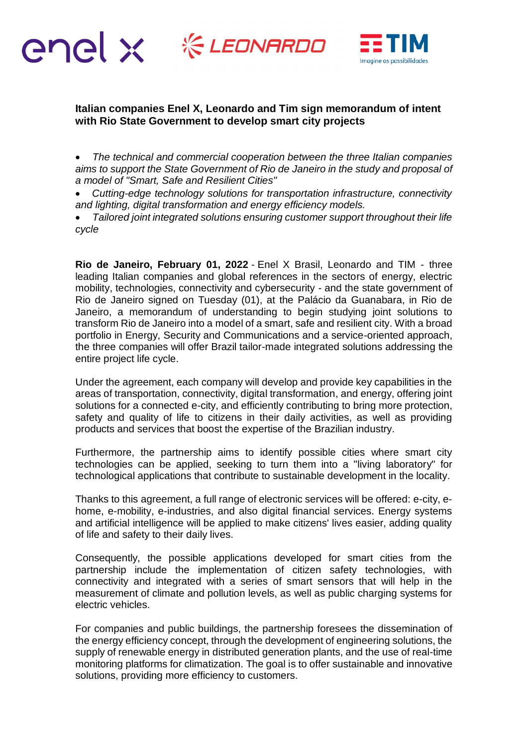enel x LEONARDO TIM Imagine as possibilidades

**Italian companies Enel X, Leonardo and Tim sign memorandum of intent with Rio State Government to develop smart city projects**

- *The technical and commercial cooperation between the three Italian companies aims to support the State Government of Rio de Janeiro in the study and proposal of a model of "Smart, Safe and Resilient Cities"*
- *Cutting-edge technology solutions for transportation infrastructure, connectivity and lighting, digital transformation and energy efficiency models.*
- *Tailored joint integrated solutions ensuring customer support throughout their life cycle*

**Rio de Janeiro, February 01, 2022** - Enel X Brasil, Leonardo and TIM - three leading Italian companies and global references in the sectors of energy, electric mobility, technologies, connectivity and cybersecurity - and the state government of Rio de Janeiro signed on Tuesday (01), at the Palácio da Guanabara, in Rio de Janeiro, a memorandum of understanding to begin studying joint solutions to transform Rio de Janeiro into a model of a smart, safe and resilient city. With a broad portfolio in Energy, Security and Communications and a service-oriented approach, the three companies will offer Brazil tailor-made integrated solutions addressing the entire project life cycle.

Under the agreement, each company will develop and provide key capabilities in the areas of transportation, connectivity, digital transformation, and energy, offering joint solutions for a connected e-city, and efficiently contributing to bring more protection, safety and quality of life to citizens in their daily activities, as well as providing products and services that boost the expertise of the Brazilian industry.

Furthermore, the partnership aims to identify possible cities where smart city technologies can be applied, seeking to turn them into a "living laboratory" for technological applications that contribute to sustainable development in the locality.

Thanks to this agreement, a full range of electronic services will be offered: e-city, e-home, e-mobility, e-industries, and also digital financial services. Energy systems and artificial intelligence will be applied to make citizens' lives easier, adding quality of life and safety to their daily lives.

Consequently, the possible applications developed for smart cities from the partnership include the implementation of citizen safety technologies, with connectivity and integrated with a series of smart sensors that will help in the measurement of climate and pollution levels, as well as public charging systems for electric vehicles.

For companies and public buildings, the partnership foresees the dissemination of the energy efficiency concept, through the development of engineering solutions, the supply of renewable energy in distributed generation plants, and the use of real-time monitoring platforms for climatization. The goal is to offer sustainable and innovative solutions, providing more efficiency to customers.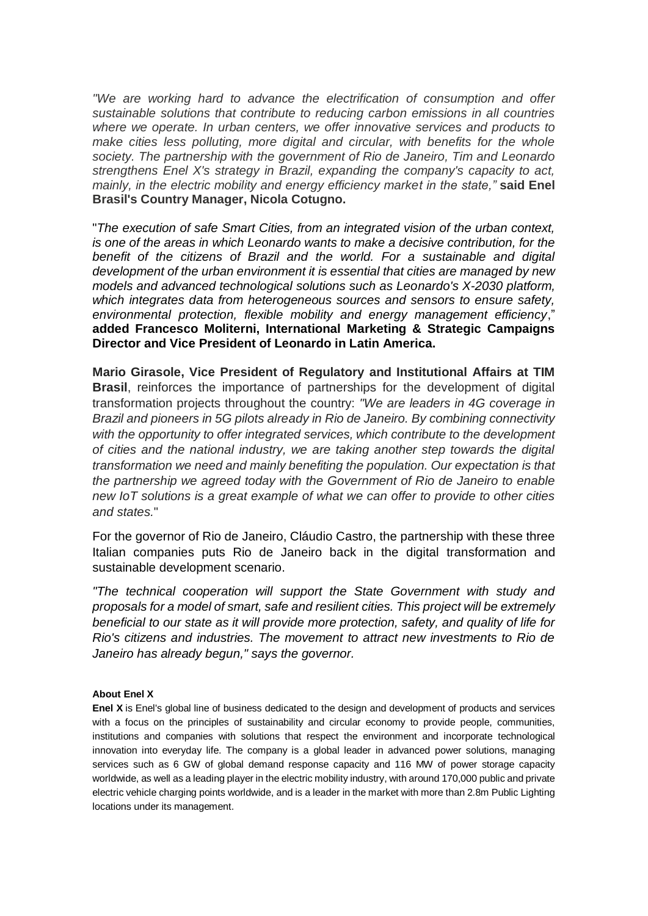*"We are working hard to advance the electrification of consumption and offer sustainable solutions that contribute to reducing carbon emissions in all countries where we operate. In urban centers, we offer innovative services and products to make cities less polluting, more digital and circular, with benefits for the whole society. The partnership with the government of Rio de Janeiro, Tim and Leonardo strengthens Enel X's strategy in Brazil, expanding the company's capacity to act, mainly, in the electric mobility and energy efficiency market in the state,"* **said Enel Brasil's Country Manager, Nicola Cotugno.**

"*The execution of safe Smart Cities, from an integrated vision of the urban context, is one of the areas in which Leonardo wants to make a decisive contribution, for the benefit of the citizens of Brazil and the world. For a sustainable and digital development of the urban environment it is essential that cities are managed by new models and advanced technological solutions such as Leonardo's X-2030 platform, which integrates data from heterogeneous sources and sensors to ensure safety, environmental protection, flexible mobility and energy management efficiency*," **added Francesco Moliterni, International Marketing & Strategic Campaigns Director and Vice President of Leonardo in Latin America.**

**Mario Girasole, Vice President of Regulatory and Institutional Affairs at TIM Brasil**, reinforces the importance of partnerships for the development of digital transformation projects throughout the country: *"We are leaders in 4G coverage in Brazil and pioneers in 5G pilots already in Rio de Janeiro. By combining connectivity with the opportunity to offer integrated services, which contribute to the development of cities and the national industry, we are taking another step towards the digital transformation we need and mainly benefiting the population. Our expectation is that the partnership we agreed today with the Government of Rio de Janeiro to enable new IoT solutions is a great example of what we can offer to provide to other cities and states.*"

For the governor of Rio de Janeiro, Cláudio Castro, the partnership with these three Italian companies puts Rio de Janeiro back in the digital transformation and sustainable development scenario.

*"The technical cooperation will support the State Government with study and proposals for a model of smart, safe and resilient cities. This project will be extremely beneficial to our state as it will provide more protection, safety, and quality of life for Rio's citizens and industries. The movement to attract new investments to Rio de Janeiro has already begun," says the governor.*

**About Enel X**

**Enel X** is Enel's global line of business dedicated to the design and development of products and services with a focus on the principles of sustainability and circular economy to provide people, communities, institutions and companies with solutions that respect the environment and incorporate technological innovation into everyday life. The company is a global leader in advanced power solutions, managing services such as 6 GW of global demand response capacity and 116 MW of power storage capacity worldwide, as well as a leading player in the electric mobility industry, with around 170,000 public and private electric vehicle charging points worldwide, and is a leader in the market with more than 2.8m Public Lighting locations under its management.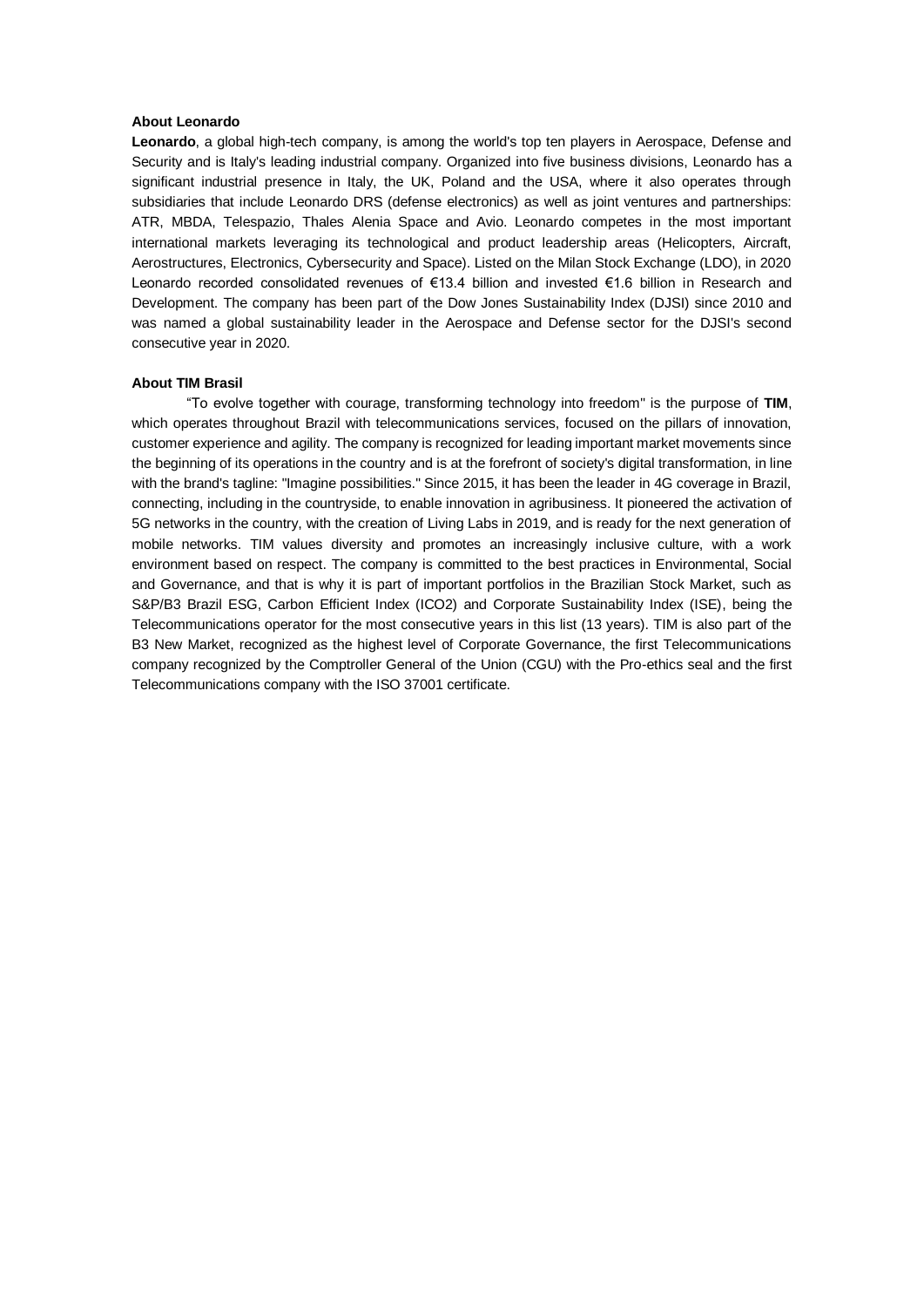**About Leonardo**

**Leonardo**, a global high-tech company, is among the world's top ten players in Aerospace, Defense and Security and is Italy's leading industrial company. Organized into five business divisions, Leonardo has a significant industrial presence in Italy, the UK, Poland and the USA, where it also operates through subsidiaries that include Leonardo DRS (defense electronics) as well as joint ventures and partnerships: ATR, MBDA, Telespazio, Thales Alenia Space and Avio. Leonardo competes in the most important international markets leveraging its technological and product leadership areas (Helicopters, Aircraft, Aerostructures, Electronics, Cybersecurity and Space). Listed on the Milan Stock Exchange (LDO), in 2020 Leonardo recorded consolidated revenues of €13.4 billion and invested €1.6 billion in Research and Development. The company has been part of the Dow Jones Sustainability Index (DJSI) since 2010 and was named a global sustainability leader in the Aerospace and Defense sector for the DJSI's second consecutive year in 2020.

**About TIM Brasil**

"To evolve together with courage, transforming technology into freedom" is the purpose of **TIM**, which operates throughout Brazil with telecommunications services, focused on the pillars of innovation, customer experience and agility. The company is recognized for leading important market movements since the beginning of its operations in the country and is at the forefront of society's digital transformation, in line with the brand's tagline: "Imagine possibilities." Since 2015, it has been the leader in 4G coverage in Brazil, connecting, including in the countryside, to enable innovation in agribusiness. It pioneered the activation of 5G networks in the country, with the creation of Living Labs in 2019, and is ready for the next generation of mobile networks. TIM values diversity and promotes an increasingly inclusive culture, with a work environment based on respect. The company is committed to the best practices in Environmental, Social and Governance, and that is why it is part of important portfolios in the Brazilian Stock Market, such as S&P/B3 Brazil ESG, Carbon Efficient Index (ICO2) and Corporate Sustainability Index (ISE), being the Telecommunications operator for the most consecutive years in this list (13 years). TIM is also part of the B3 New Market, recognized as the highest level of Corporate Governance, the first Telecommunications company recognized by the Comptroller General of the Union (CGU) with the Pro-ethics seal and the first Telecommunications company with the ISO 37001 certificate.